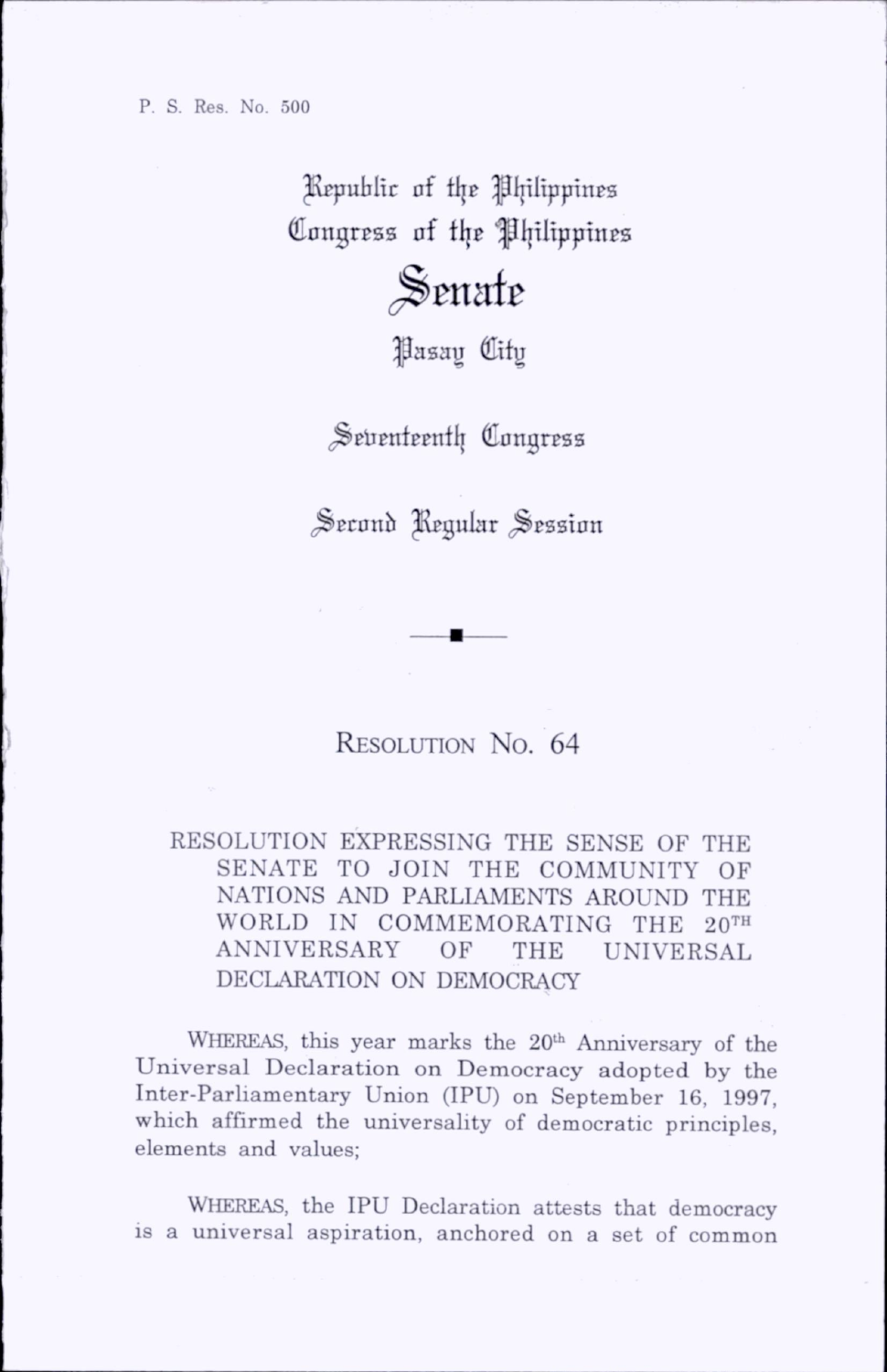P. S. Res. No. 500

Republic of the Philippines
Congress of the Philippines

# Senate

Pasay City

Seventeenth Congress

Second Regular Session

---

## RESOLUTION No. 64

RESOLUTION EXPRESSING THE SENSE OF THE SENATE TO JOIN THE COMMUNITY OF NATIONS AND PARLIAMENTS AROUND THE WORLD IN COMMEMORATING THE 20TH ANNIVERSARY OF THE UNIVERSAL DECLARATION ON DEMOCRACY

WHEREAS, this year marks the 20th Anniversary of the Universal Declaration on Democracy adopted by the Inter-Parliamentary Union (IPU) on September 16, 1997, which affirmed the universality of democratic principles, elements and values;

WHEREAS, the IPU Declaration attests that democracy is a universal aspiration, anchored on a set of common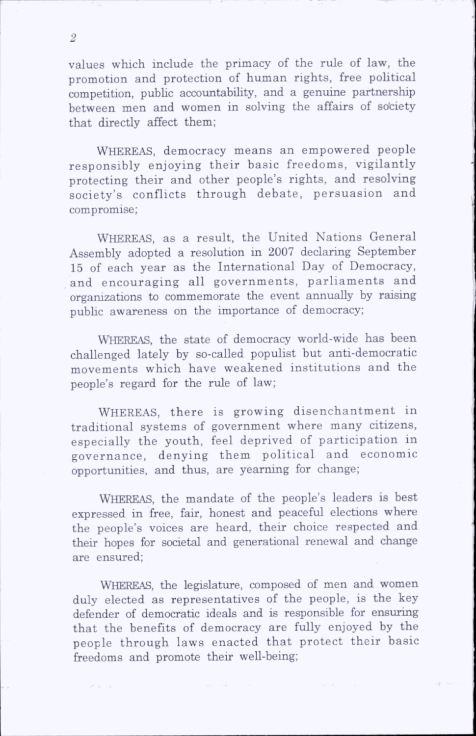values which include the primacy of the rule of law, the promotion and protection of human rights, free political competition, public accountability, and a genuine partnership between men and women in solving the affairs of society that directly affect them;

WHEREAS, democracy means an empowered people responsibly enjoying their basic freedoms, vigilantly protecting their and other people's rights, and resolving society's conflicts through debate, persuasion and compromise;

WHEREAS, as a result, the United Nations General Assembly adopted a resolution in 2007 declaring September 15 of each year as the International Day of Democracy, and encouraging all governments, parliaments and organizations to commemorate the event annually by raising public awareness on the importance of democracy;

WHEREAS, the state of democracy world-wide has been challenged lately by so-called populist but anti-democratic movements which have weakened institutions and the people's regard for the rule of law;

WHEREAS, there is growing disenchantment in traditional systems of government where many citizens, especially the youth, feel deprived of participation in governance, denying them political and economic opportunities, and thus, are yearning for change;

WHEREAS, the mandate of the people's leaders is best expressed in free, fair, honest and peaceful elections where the people's voices are heard, their choice respected and their hopes for societal and generational renewal and change are ensured;

WHEREAS, the legislature, composed of men and women duly elected as representatives of the people, is the key defender of democratic ideals and is responsible for ensuring that the benefits of democracy are fully enjoyed by the people through laws enacted that protect their basic freedoms and promote their well-being;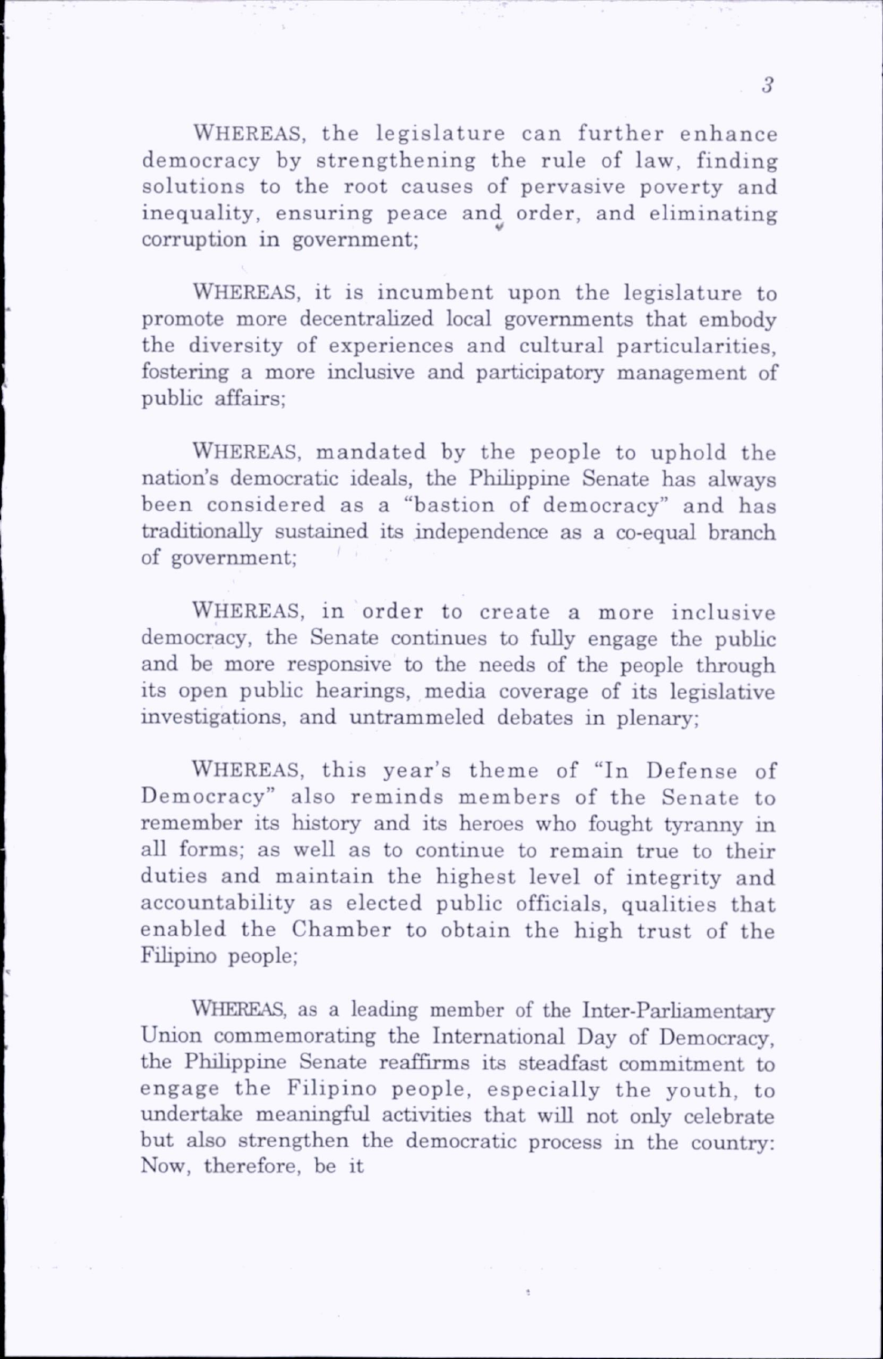WHEREAS, the legislature can further enhance democracy by strengthening the rule of law, finding solutions to the root causes of pervasive poverty and inequality, ensuring peace and order, and eliminating corruption in government;

WHEREAS, it is incumbent upon the legislature to promote more decentralized local governments that embody the diversity of experiences and cultural particularities, fostering a more inclusive and participatory management of public affairs;

WHEREAS, mandated by the people to uphold the nation's democratic ideals, the Philippine Senate has always been considered as a "bastion of democracy" and has traditionally sustained its independence as a co-equal branch of government;

WHEREAS, in order to create a more inclusive democracy, the Senate continues to fully engage the public and be more responsive to the needs of the people through its open public hearings, media coverage of its legislative investigations, and untrammeled debates in plenary;

WHEREAS, this year's theme of "In Defense of Democracy" also reminds members of the Senate to remember its history and its heroes who fought tyranny in all forms; as well as to continue to remain true to their duties and maintain the highest level of integrity and accountability as elected public officials, qualities that enabled the Chamber to obtain the high trust of the Filipino people;

WHEREAS, as a leading member of the Inter-Parliamentary Union commemorating the International Day of Democracy, the Philippine Senate reaffirms its steadfast commitment to engage the Filipino people, especially the youth, to undertake meaningful activities that will not only celebrate but also strengthen the democratic process in the country: Now, therefore, be it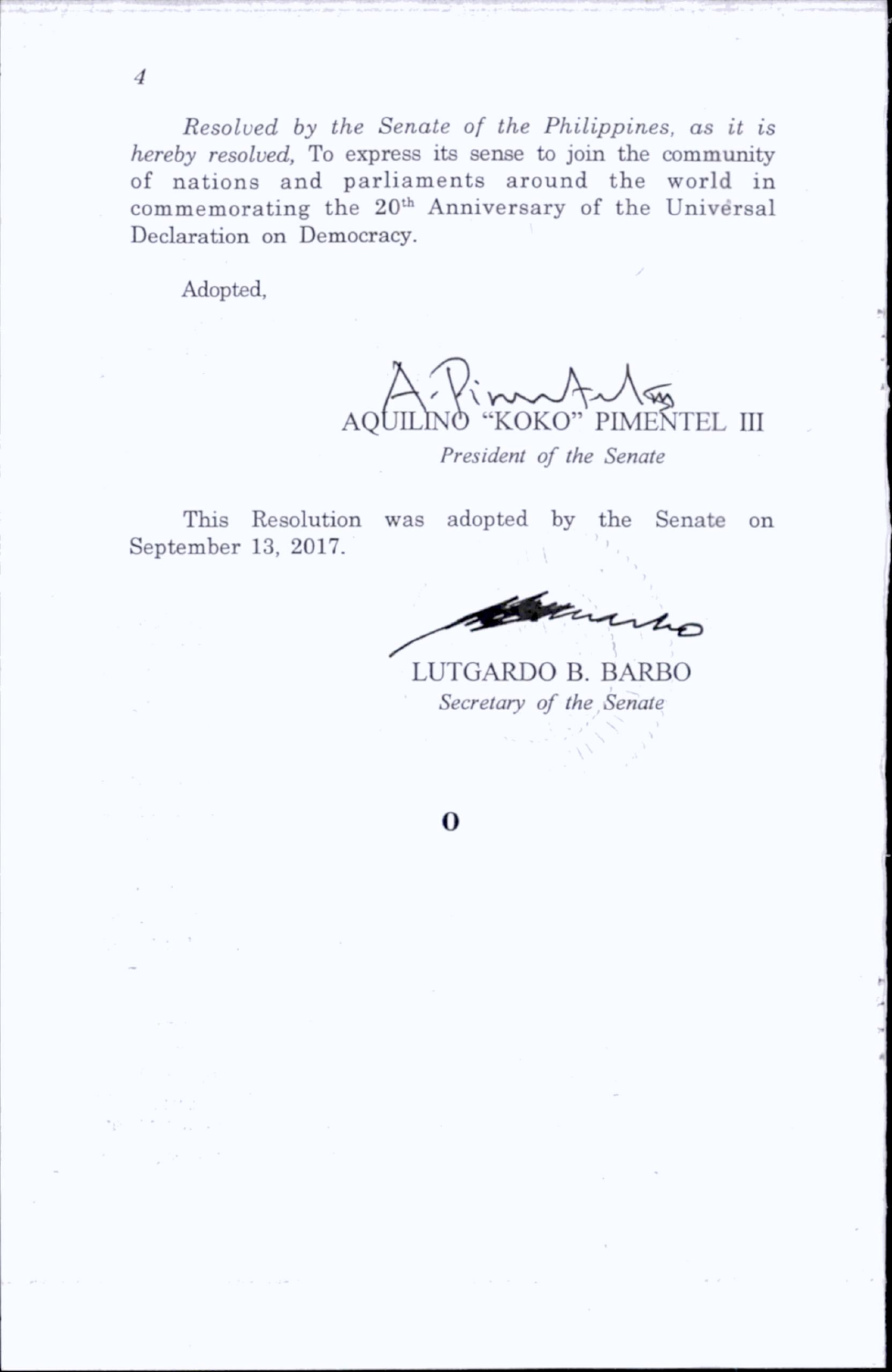*Resolved by the Senate of the Philippines, as it is hereby resolved,* To express its sense to join the community of nations and parliaments around the world in commemorating the 20th Anniversary of the Universal Declaration on Democracy.

Adopted,

AQUILINO "KOKO" PIMENTEL III
*President of the Senate*

This Resolution was adopted by the Senate on September 13, 2017.

LUTGARDO B. BARBO
*Secretary of the Senate*

o